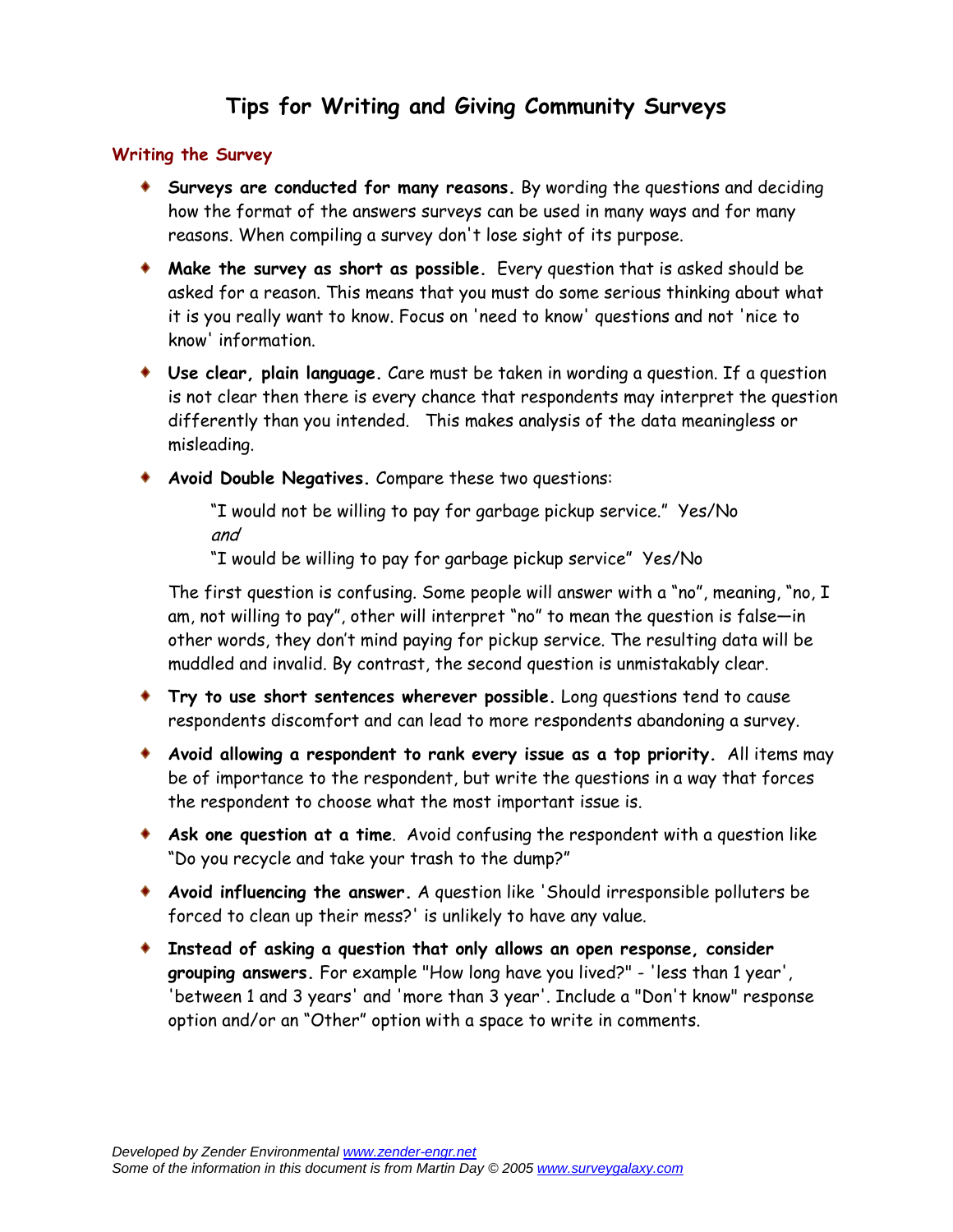# Tips for Writing and Giving Community Surveys

## Writing the Survey

- **Surveys are conducted for many reasons.** By wording the questions and deciding how the format of the answers surveys can be used in many ways and for many reasons. When compiling a survey don't lose sight of its purpose.

- **Make the survey as short as possible.** Every question that is asked should be asked for a reason. This means that you must do some serious thinking about what it is you really want to know. Focus on 'need to know' questions and not 'nice to know' information.

- **Use clear, plain language.** Care must be taken in wording a question. If a question is not clear then there is every chance that respondents may interpret the question differently than you intended. This makes analysis of the data meaningless or misleading.

- **Avoid Double Negatives.** Compare these two questions:

  "I would not be willing to pay for garbage pickup service." Yes/No
  *and*
  "I would be willing to pay for garbage pickup service" Yes/No

  The first question is confusing. Some people will answer with a "no", meaning, "no, I am, not willing to pay", other will interpret "no" to mean the question is false—in other words, they don't mind paying for pickup service. The resulting data will be muddled and invalid. By contrast, the second question is unmistakably clear.

- **Try to use short sentences wherever possible.** Long questions tend to cause respondents discomfort and can lead to more respondents abandoning a survey.

- **Avoid allowing a respondent to rank every issue as a top priority.** All items may be of importance to the respondent, but write the questions in a way that forces the respondent to choose what the most important issue is.

- **Ask one question at a time**. Avoid confusing the respondent with a question like "Do you recycle and take your trash to the dump?"

- **Avoid influencing the answer.** A question like 'Should irresponsible polluters be forced to clean up their mess?' is unlikely to have any value.

- **Instead of asking a question that only allows an open response, consider grouping answers.** For example "How long have you lived?" - 'less than 1 year', 'between 1 and 3 years' and 'more than 3 year'. Include a "Don't know" response option and/or an "Other" option with a space to write in comments.

*Developed by Zender Environmental www.zender-engr.net*
*Some of the information in this document is from Martin Day © 2005 www.surveygalaxy.com*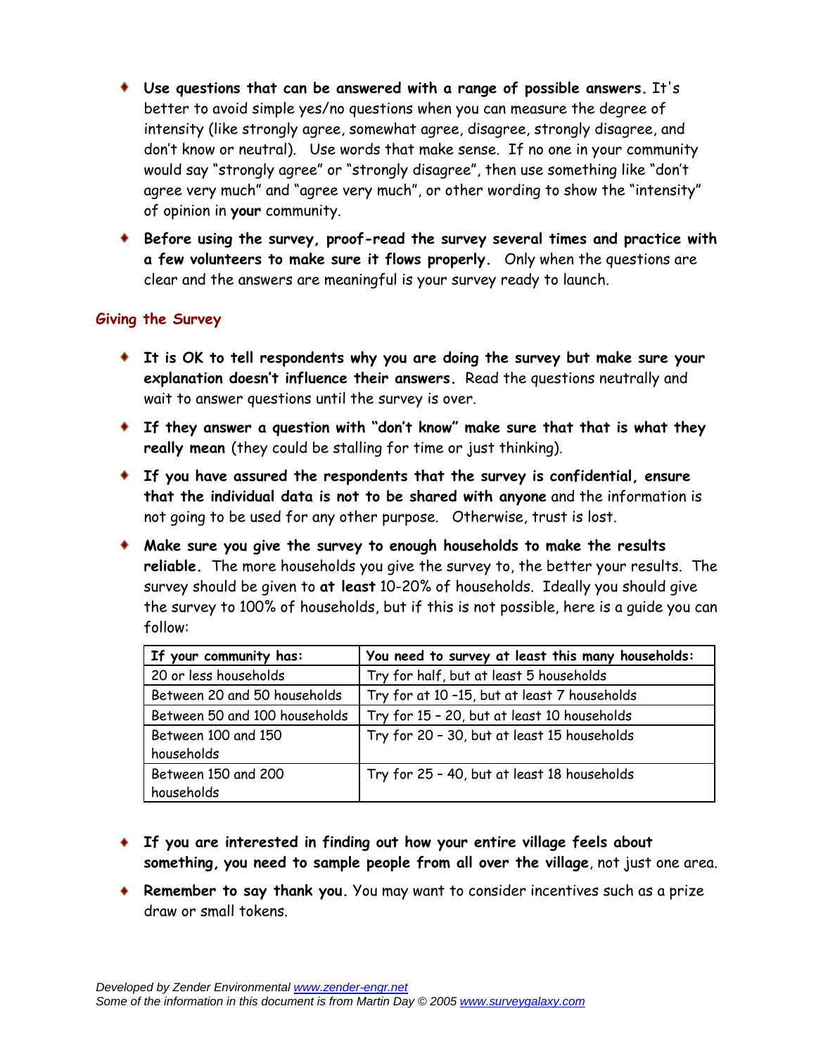- **Use questions that can be answered with a range of possible answers.** It's better to avoid simple yes/no questions when you can measure the degree of intensity (like strongly agree, somewhat agree, disagree, strongly disagree, and don't know or neutral). Use words that make sense. If no one in your community would say "strongly agree" or "strongly disagree", then use something like "don't agree very much" and "agree very much", or other wording to show the "intensity" of opinion in **your** community.

- **Before using the survey, proof-read the survey several times and practice with a few volunteers to make sure it flows properly.** Only when the questions are clear and the answers are meaningful is your survey ready to launch.

### Giving the Survey

- **It is OK to tell respondents why you are doing the survey but make sure your explanation doesn't influence their answers.** Read the questions neutrally and wait to answer questions until the survey is over.

- **If they answer a question with "don't know" make sure that that is what they really mean** (they could be stalling for time or just thinking).

- **If you have assured the respondents that the survey is confidential, ensure that the individual data is not to be shared with anyone** and the information is not going to be used for any other purpose. Otherwise, trust is lost.

- **Make sure you give the survey to enough households to make the results reliable.** The more households you give the survey to, the better your results. The survey should be given to **at least** 10-20% of households. Ideally you should give the survey to 100% of households, but if this is not possible, here is a guide you can follow:

| If your community has: | You need to survey at least this many households: |
|---|---|
| 20 or less households | Try for half, but at least 5 households |
| Between 20 and 50 households | Try for at 10 -15, but at least 7 households |
| Between 50 and 100 households | Try for 15 - 20, but at least 10 households |
| Between 100 and 150 households | Try for 20 - 30, but at least 15 households |
| Between 150 and 200 households | Try for 25 - 40, but at least 18 households |

- **If you are interested in finding out how your entire village feels about something, you need to sample people from all over the village**, not just one area.

- **Remember to say thank you.** You may want to consider incentives such as a prize draw or small tokens.

*Developed by Zender Environmental [www.zender-engr.net](http://www.zender-engr.net)*
*Some of the information in this document is from Martin Day © 2005 [www.surveygalaxy.com](http://www.surveygalaxy.com)*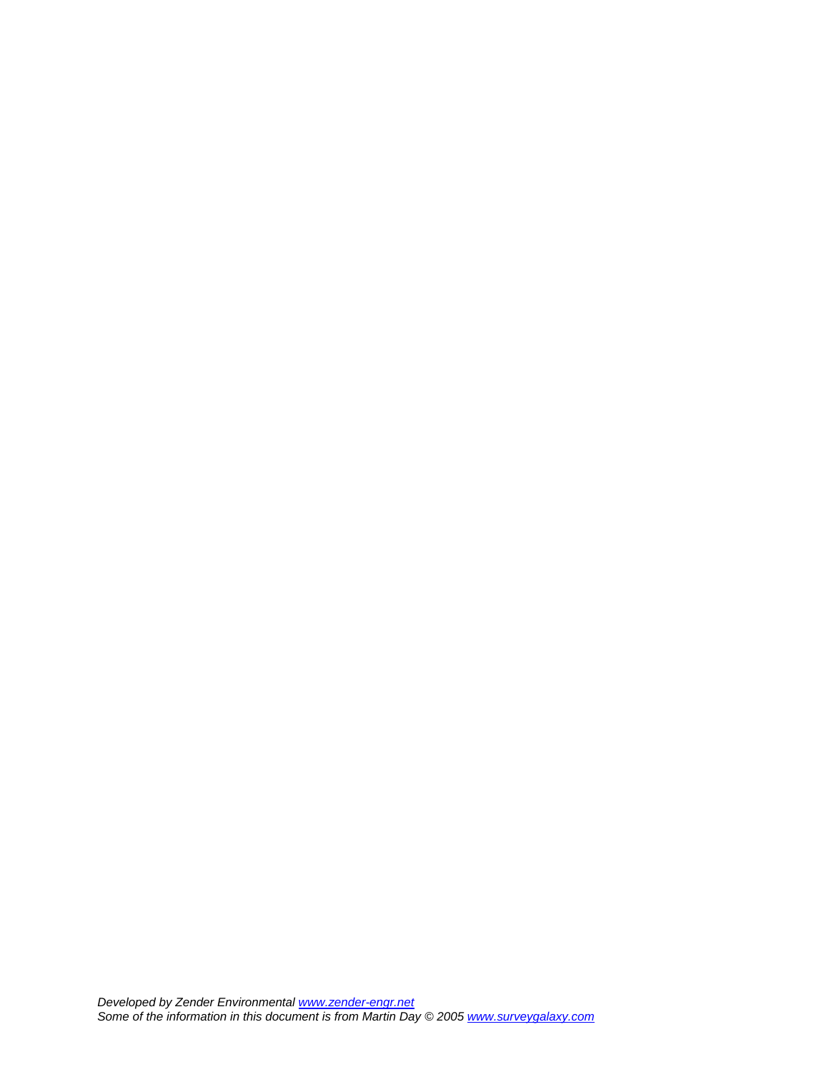*Developed by Zender Environmental [www.zender-engr.net](http://www.zender-engr.net)*
*Some of the information in this document is from Martin Day © 2005 [www.surveygalaxy.com](http://www.surveygalaxy.com)*